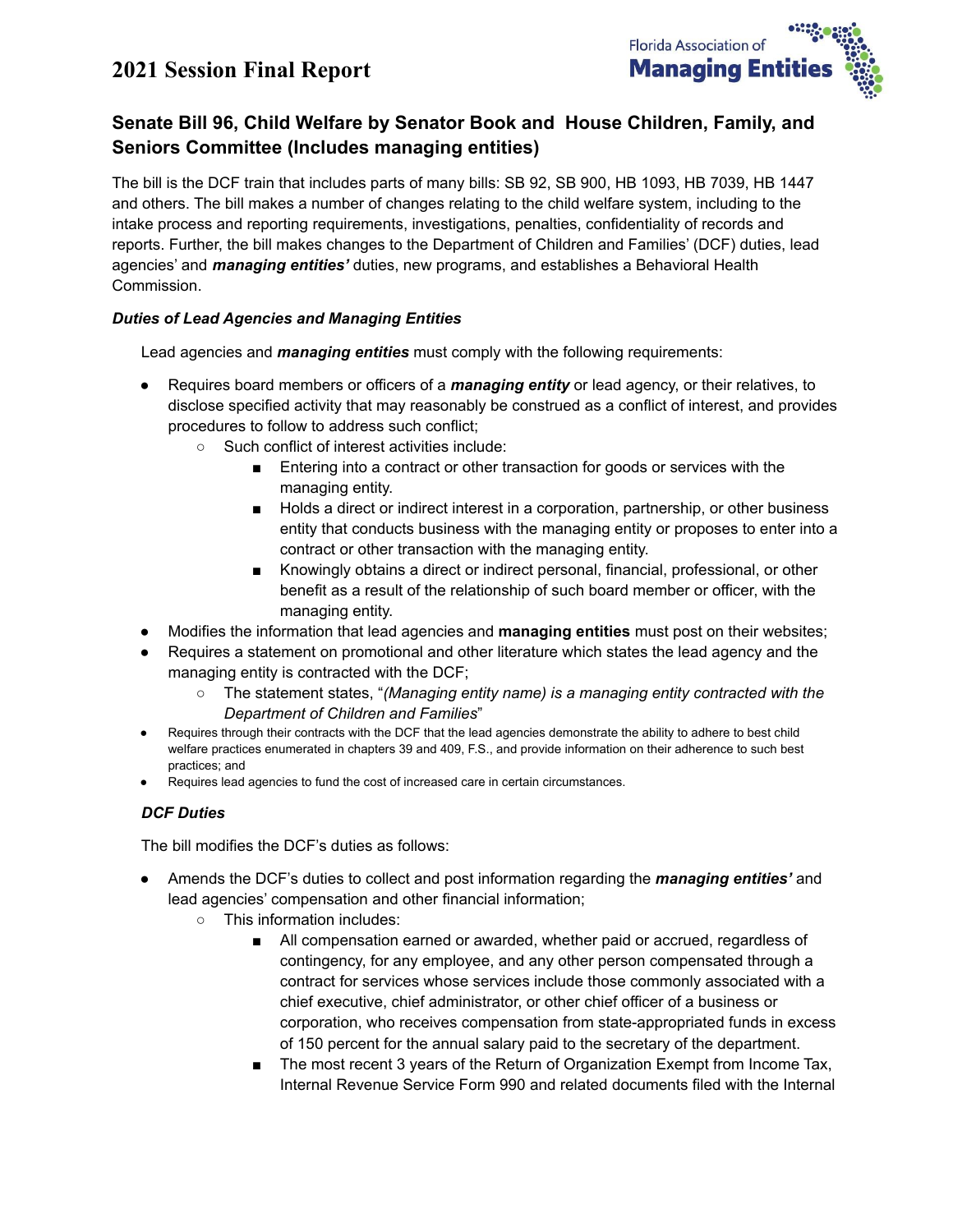# 2021 Session Final Report

## Senate Bill 96, Child Welfare by Senator Book and House Children, Family, and Seniors Committee (Includes managing entities)

The bill is the DCF train that includes parts of many bills: SB 92, SB 900, HB 1093, HB 7039, HB 1447 and others. The bill makes a number of changes relating to the child welfare system, including to the intake process and reporting requirements, investigations, penalties, confidentiality of records and reports. Further, the bill makes changes to the Department of Children and Families' (DCF) duties, lead agencies' and ***managing entities'*** duties, new programs, and establishes a Behavioral Health Commission.

### *Duties of Lead Agencies and Managing Entities*

Lead agencies and ***managing entities*** must comply with the following requirements:

- Requires board members or officers of a ***managing entity*** or lead agency, or their relatives, to disclose specified activity that may reasonably be construed as a conflict of interest, and provides procedures to follow to address such conflict;
    - Such conflict of interest activities include:
        - Entering into a contract or other transaction for goods or services with the managing entity.
        - Holds a direct or indirect interest in a corporation, partnership, or other business entity that conducts business with the managing entity or proposes to enter into a contract or other transaction with the managing entity.
        - Knowingly obtains a direct or indirect personal, financial, professional, or other benefit as a result of the relationship of such board member or officer, with the managing entity.
- Modifies the information that lead agencies and **managing entities** must post on their websites;
- Requires a statement on promotional and other literature which states the lead agency and the managing entity is contracted with the DCF;
    - The statement states, "*(Managing entity name) is a managing entity contracted with the Department of Children and Families*"
- Requires through their contracts with the DCF that the lead agencies demonstrate the ability to adhere to best child welfare practices enumerated in chapters 39 and 409, F.S., and provide information on their adherence to such best practices; and
- Requires lead agencies to fund the cost of increased care in certain circumstances.

### *DCF Duties*

The bill modifies the DCF's duties as follows:

- Amends the DCF's duties to collect and post information regarding the ***managing entities'*** and lead agencies' compensation and other financial information;
    - This information includes:
        - All compensation earned or awarded, whether paid or accrued, regardless of contingency, for any employee, and any other person compensated through a contract for services whose services include those commonly associated with a chief executive, chief administrator, or other chief officer of a business or corporation, who receives compensation from state-appropriated funds in excess of 150 percent for the annual salary paid to the secretary of the department.
        - The most recent 3 years of the Return of Organization Exempt from Income Tax, Internal Revenue Service Form 990 and related documents filed with the Internal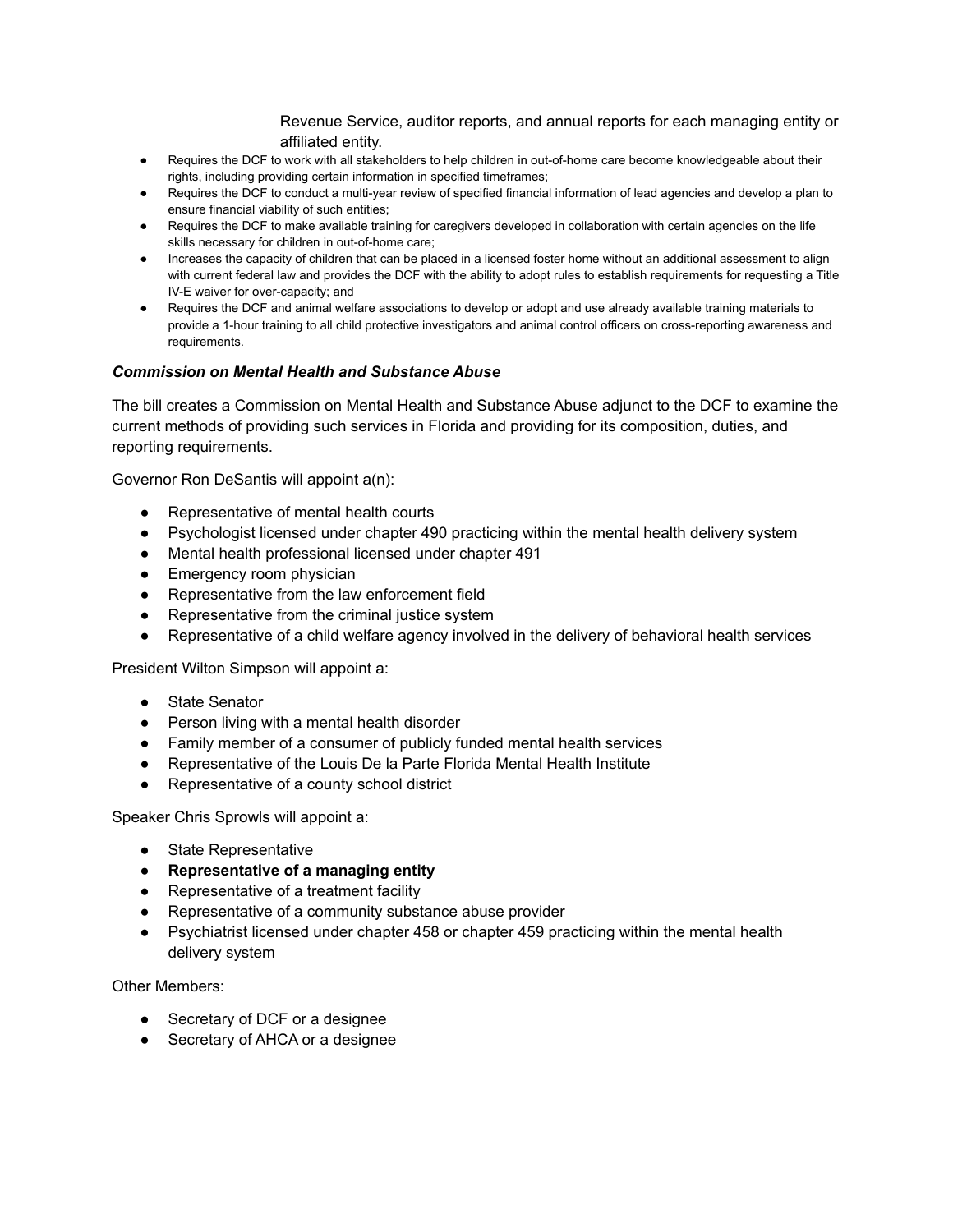Revenue Service, auditor reports, and annual reports for each managing entity or affiliated entity.

- Requires the DCF to work with all stakeholders to help children in out-of-home care become knowledgeable about their rights, including providing certain information in specified timeframes;
- Requires the DCF to conduct a multi-year review of specified financial information of lead agencies and develop a plan to ensure financial viability of such entities;
- Requires the DCF to make available training for caregivers developed in collaboration with certain agencies on the life skills necessary for children in out-of-home care;
- Increases the capacity of children that can be placed in a licensed foster home without an additional assessment to align with current federal law and provides the DCF with the ability to adopt rules to establish requirements for requesting a Title IV-E waiver for over-capacity; and
- Requires the DCF and animal welfare associations to develop or adopt and use already available training materials to provide a 1-hour training to all child protective investigators and animal control officers on cross-reporting awareness and requirements.

***Commission on Mental Health and Substance Abuse***

The bill creates a Commission on Mental Health and Substance Abuse adjunct to the DCF to examine the current methods of providing such services in Florida and providing for its composition, duties, and reporting requirements.

Governor Ron DeSantis will appoint a(n):

- Representative of mental health courts
- Psychologist licensed under chapter 490 practicing within the mental health delivery system
- Mental health professional licensed under chapter 491
- Emergency room physician
- Representative from the law enforcement field
- Representative from the criminal justice system
- Representative of a child welfare agency involved in the delivery of behavioral health services

President Wilton Simpson will appoint a:

- State Senator
- Person living with a mental health disorder
- Family member of a consumer of publicly funded mental health services
- Representative of the Louis De la Parte Florida Mental Health Institute
- Representative of a county school district

Speaker Chris Sprowls will appoint a:

- State Representative
- **Representative of a managing entity**
- Representative of a treatment facility
- Representative of a community substance abuse provider
- Psychiatrist licensed under chapter 458 or chapter 459 practicing within the mental health delivery system

Other Members:

- Secretary of DCF or a designee
- Secretary of AHCA or a designee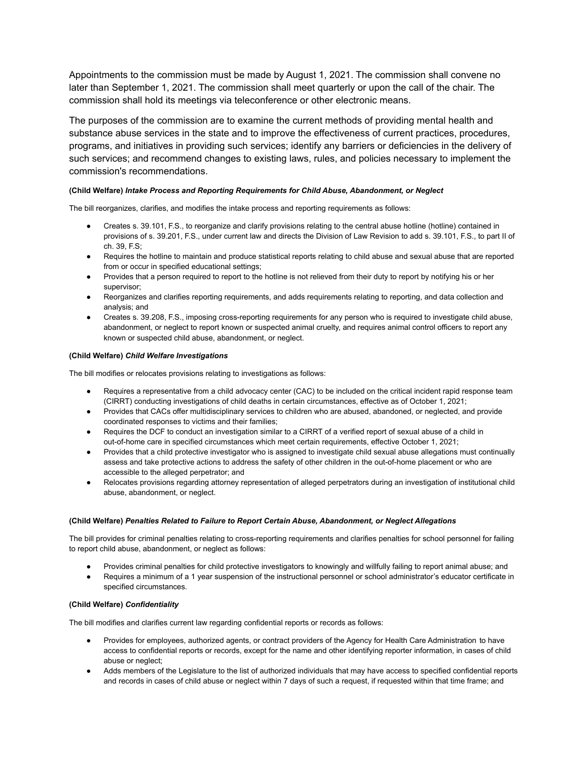Appointments to the commission must be made by August 1, 2021. The commission shall convene no later than September 1, 2021. The commission shall meet quarterly or upon the call of the chair. The commission shall hold its meetings via teleconference or other electronic means.

The purposes of the commission are to examine the current methods of providing mental health and substance abuse services in the state and to improve the effectiveness of current practices, procedures, programs, and initiatives in providing such services; identify any barriers or deficiencies in the delivery of such services; and recommend changes to existing laws, rules, and policies necessary to implement the commission's recommendations.

#### (Child Welfare) *Intake Process and Reporting Requirements for Child Abuse, Abandonment, or Neglect*

The bill reorganizes, clarifies, and modifies the intake process and reporting requirements as follows:

- Creates s. 39.101, F.S., to reorganize and clarify provisions relating to the central abuse hotline (hotline) contained in provisions of s. 39.201, F.S., under current law and directs the Division of Law Revision to add s. 39.101, F.S., to part II of ch. 39, F.S;
- Requires the hotline to maintain and produce statistical reports relating to child abuse and sexual abuse that are reported from or occur in specified educational settings;
- Provides that a person required to report to the hotline is not relieved from their duty to report by notifying his or her supervisor;
- Reorganizes and clarifies reporting requirements, and adds requirements relating to reporting, and data collection and analysis; and
- Creates s. 39.208, F.S., imposing cross-reporting requirements for any person who is required to investigate child abuse, abandonment, or neglect to report known or suspected animal cruelty, and requires animal control officers to report any known or suspected child abuse, abandonment, or neglect.

#### (Child Welfare) *Child Welfare Investigations*

The bill modifies or relocates provisions relating to investigations as follows:

- Requires a representative from a child advocacy center (CAC) to be included on the critical incident rapid response team (CIRRT) conducting investigations of child deaths in certain circumstances, effective as of October 1, 2021;
- Provides that CACs offer multidisciplinary services to children who are abused, abandoned, or neglected, and provide coordinated responses to victims and their families;
- Requires the DCF to conduct an investigation similar to a CIRRT of a verified report of sexual abuse of a child in out-of-home care in specified circumstances which meet certain requirements, effective October 1, 2021;
- Provides that a child protective investigator who is assigned to investigate child sexual abuse allegations must continually assess and take protective actions to address the safety of other children in the out-of-home placement or who are accessible to the alleged perpetrator; and
- Relocates provisions regarding attorney representation of alleged perpetrators during an investigation of institutional child abuse, abandonment, or neglect.

#### (Child Welfare) *Penalties Related to Failure to Report Certain Abuse, Abandonment, or Neglect Allegations*

The bill provides for criminal penalties relating to cross-reporting requirements and clarifies penalties for school personnel for failing to report child abuse, abandonment, or neglect as follows:

- Provides criminal penalties for child protective investigators to knowingly and willfully failing to report animal abuse; and
- Requires a minimum of a 1 year suspension of the instructional personnel or school administrator's educator certificate in specified circumstances.

#### (Child Welfare) *Confidentiality*

The bill modifies and clarifies current law regarding confidential reports or records as follows:

- Provides for employees, authorized agents, or contract providers of the Agency for Health Care Administration to have access to confidential reports or records, except for the name and other identifying reporter information, in cases of child abuse or neglect;
- Adds members of the Legislature to the list of authorized individuals that may have access to specified confidential reports and records in cases of child abuse or neglect within 7 days of such a request, if requested within that time frame; and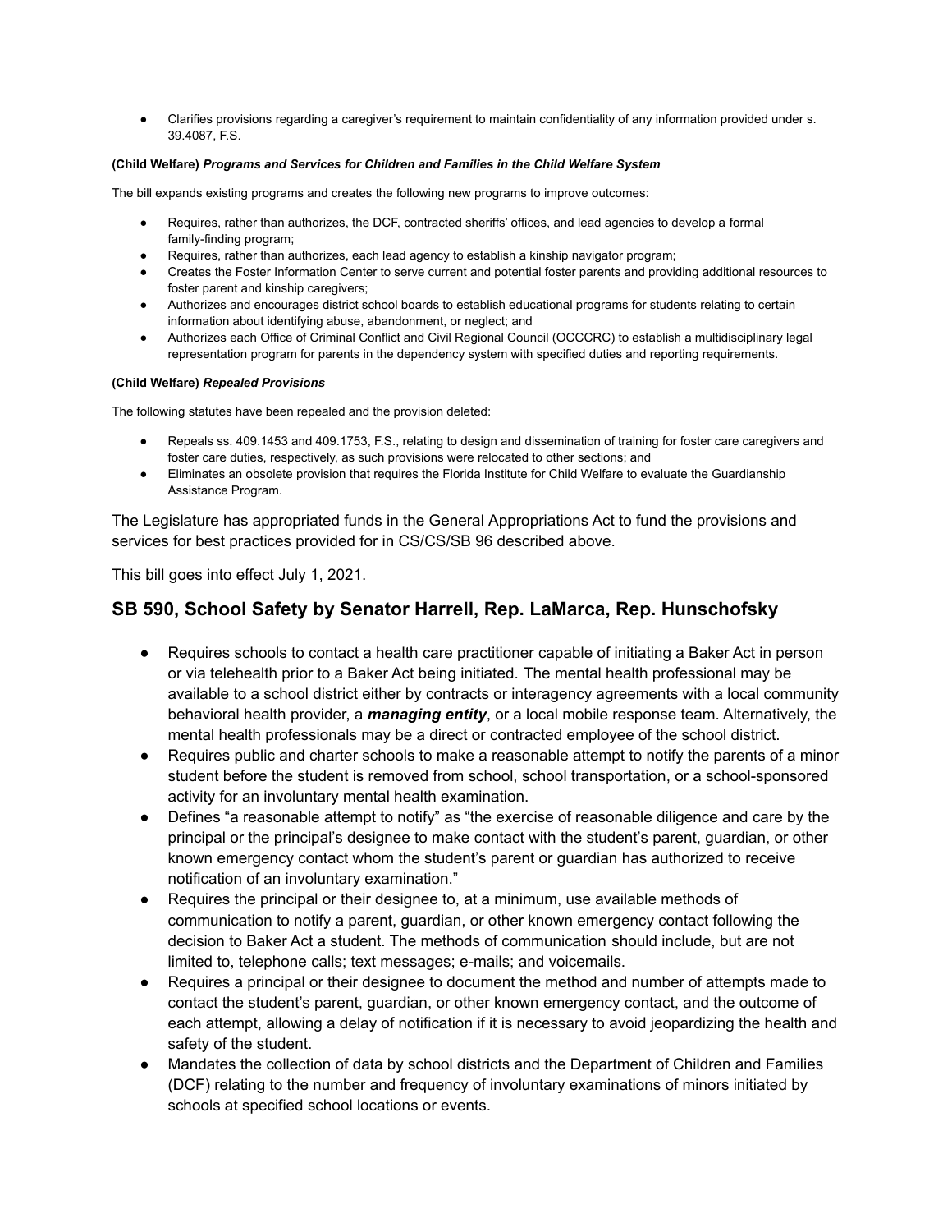- Clarifies provisions regarding a caregiver's requirement to maintain confidentiality of any information provided under s. 39.4087, F.S.

**(Child Welfare)** ***Programs and Services for Children and Families in the Child Welfare System***

The bill expands existing programs and creates the following new programs to improve outcomes:

- Requires, rather than authorizes, the DCF, contracted sheriffs' offices, and lead agencies to develop a formal family-finding program;
- Requires, rather than authorizes, each lead agency to establish a kinship navigator program;
- Creates the Foster Information Center to serve current and potential foster parents and providing additional resources to foster parent and kinship caregivers;
- Authorizes and encourages district school boards to establish educational programs for students relating to certain information about identifying abuse, abandonment, or neglect; and
- Authorizes each Office of Criminal Conflict and Civil Regional Council (OCCCRC) to establish a multidisciplinary legal representation program for parents in the dependency system with specified duties and reporting requirements.

**(Child Welfare)** ***Repealed Provisions***

The following statutes have been repealed and the provision deleted:

- Repeals ss. 409.1453 and 409.1753, F.S., relating to design and dissemination of training for foster care caregivers and foster care duties, respectively, as such provisions were relocated to other sections; and
- Eliminates an obsolete provision that requires the Florida Institute for Child Welfare to evaluate the Guardianship Assistance Program.

The Legislature has appropriated funds in the General Appropriations Act to fund the provisions and services for best practices provided for in CS/CS/SB 96 described above.

This bill goes into effect July 1, 2021.

## SB 590, School Safety by Senator Harrell, Rep. LaMarca, Rep. Hunschofsky

- Requires schools to contact a health care practitioner capable of initiating a Baker Act in person or via telehealth prior to a Baker Act being initiated. The mental health professional may be available to a school district either by contracts or interagency agreements with a local community behavioral health provider, a ***managing entity***, or a local mobile response team. Alternatively, the mental health professionals may be a direct or contracted employee of the school district.
- Requires public and charter schools to make a reasonable attempt to notify the parents of a minor student before the student is removed from school, school transportation, or a school-sponsored activity for an involuntary mental health examination.
- Defines "a reasonable attempt to notify" as "the exercise of reasonable diligence and care by the principal or the principal's designee to make contact with the student's parent, guardian, or other known emergency contact whom the student's parent or guardian has authorized to receive notification of an involuntary examination."
- Requires the principal or their designee to, at a minimum, use available methods of communication to notify a parent, guardian, or other known emergency contact following the decision to Baker Act a student. The methods of communication should include, but are not limited to, telephone calls; text messages; e-mails; and voicemails.
- Requires a principal or their designee to document the method and number of attempts made to contact the student's parent, guardian, or other known emergency contact, and the outcome of each attempt, allowing a delay of notification if it is necessary to avoid jeopardizing the health and safety of the student.
- Mandates the collection of data by school districts and the Department of Children and Families (DCF) relating to the number and frequency of involuntary examinations of minors initiated by schools at specified school locations or events.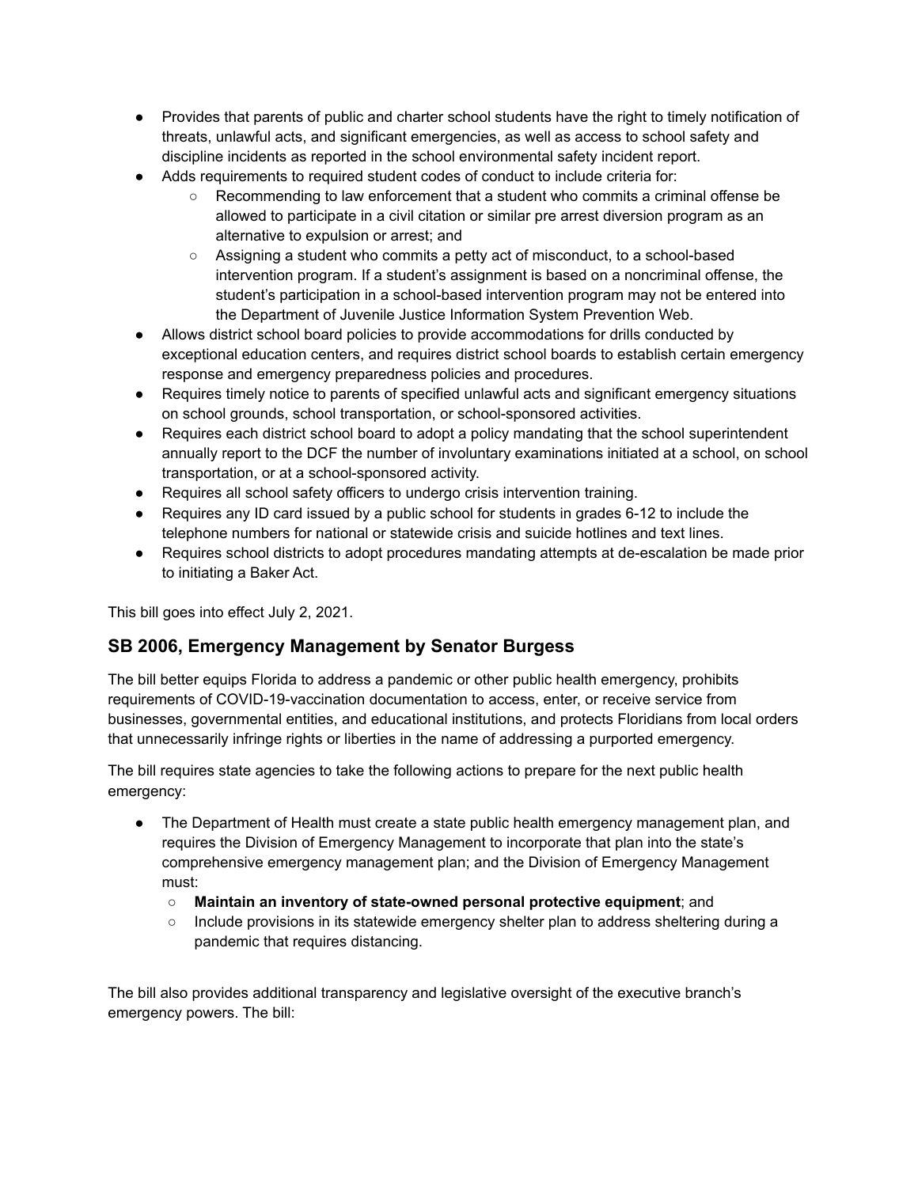- Provides that parents of public and charter school students have the right to timely notification of threats, unlawful acts, and significant emergencies, as well as access to school safety and discipline incidents as reported in the school environmental safety incident report.
- Adds requirements to required student codes of conduct to include criteria for:
  - Recommending to law enforcement that a student who commits a criminal offense be allowed to participate in a civil citation or similar pre arrest diversion program as an alternative to expulsion or arrest; and
  - Assigning a student who commits a petty act of misconduct, to a school-based intervention program. If a student's assignment is based on a noncriminal offense, the student's participation in a school-based intervention program may not be entered into the Department of Juvenile Justice Information System Prevention Web.
- Allows district school board policies to provide accommodations for drills conducted by exceptional education centers, and requires district school boards to establish certain emergency response and emergency preparedness policies and procedures.
- Requires timely notice to parents of specified unlawful acts and significant emergency situations on school grounds, school transportation, or school-sponsored activities.
- Requires each district school board to adopt a policy mandating that the school superintendent annually report to the DCF the number of involuntary examinations initiated at a school, on school transportation, or at a school-sponsored activity.
- Requires all school safety officers to undergo crisis intervention training.
- Requires any ID card issued by a public school for students in grades 6-12 to include the telephone numbers for national or statewide crisis and suicide hotlines and text lines.
- Requires school districts to adopt procedures mandating attempts at de-escalation be made prior to initiating a Baker Act.

This bill goes into effect July 2, 2021.

## SB 2006, Emergency Management by Senator Burgess

The bill better equips Florida to address a pandemic or other public health emergency, prohibits requirements of COVID-19-vaccination documentation to access, enter, or receive service from businesses, governmental entities, and educational institutions, and protects Floridians from local orders that unnecessarily infringe rights or liberties in the name of addressing a purported emergency.

The bill requires state agencies to take the following actions to prepare for the next public health emergency:

- The Department of Health must create a state public health emergency management plan, and requires the Division of Emergency Management to incorporate that plan into the state's comprehensive emergency management plan; and the Division of Emergency Management must:
  - **Maintain an inventory of state-owned personal protective equipment**; and
  - Include provisions in its statewide emergency shelter plan to address sheltering during a pandemic that requires distancing.

The bill also provides additional transparency and legislative oversight of the executive branch's emergency powers. The bill: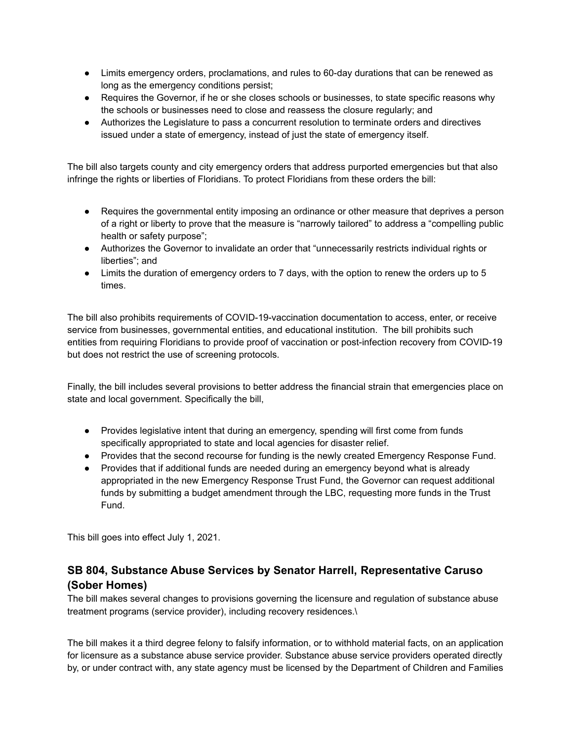- Limits emergency orders, proclamations, and rules to 60-day durations that can be renewed as long as the emergency conditions persist;
- Requires the Governor, if he or she closes schools or businesses, to state specific reasons why the schools or businesses need to close and reassess the closure regularly; and
- Authorizes the Legislature to pass a concurrent resolution to terminate orders and directives issued under a state of emergency, instead of just the state of emergency itself.

The bill also targets county and city emergency orders that address purported emergencies but that also infringe the rights or liberties of Floridians. To protect Floridians from these orders the bill:

- Requires the governmental entity imposing an ordinance or other measure that deprives a person of a right or liberty to prove that the measure is "narrowly tailored" to address a "compelling public health or safety purpose";
- Authorizes the Governor to invalidate an order that "unnecessarily restricts individual rights or liberties"; and
- Limits the duration of emergency orders to 7 days, with the option to renew the orders up to 5 times.

The bill also prohibits requirements of COVID-19-vaccination documentation to access, enter, or receive service from businesses, governmental entities, and educational institution. The bill prohibits such entities from requiring Floridians to provide proof of vaccination or post-infection recovery from COVID-19 but does not restrict the use of screening protocols.

Finally, the bill includes several provisions to better address the financial strain that emergencies place on state and local government. Specifically the bill,

- Provides legislative intent that during an emergency, spending will first come from funds specifically appropriated to state and local agencies for disaster relief.
- Provides that the second recourse for funding is the newly created Emergency Response Fund.
- Provides that if additional funds are needed during an emergency beyond what is already appropriated in the new Emergency Response Trust Fund, the Governor can request additional funds by submitting a budget amendment through the LBC, requesting more funds in the Trust Fund.

This bill goes into effect July 1, 2021.

## SB 804, Substance Abuse Services by Senator Harrell, Representative Caruso (Sober Homes)

The bill makes several changes to provisions governing the licensure and regulation of substance abuse treatment programs (service provider), including recovery residences.\

The bill makes it a third degree felony to falsify information, or to withhold material facts, on an application for licensure as a substance abuse service provider. Substance abuse service providers operated directly by, or under contract with, any state agency must be licensed by the Department of Children and Families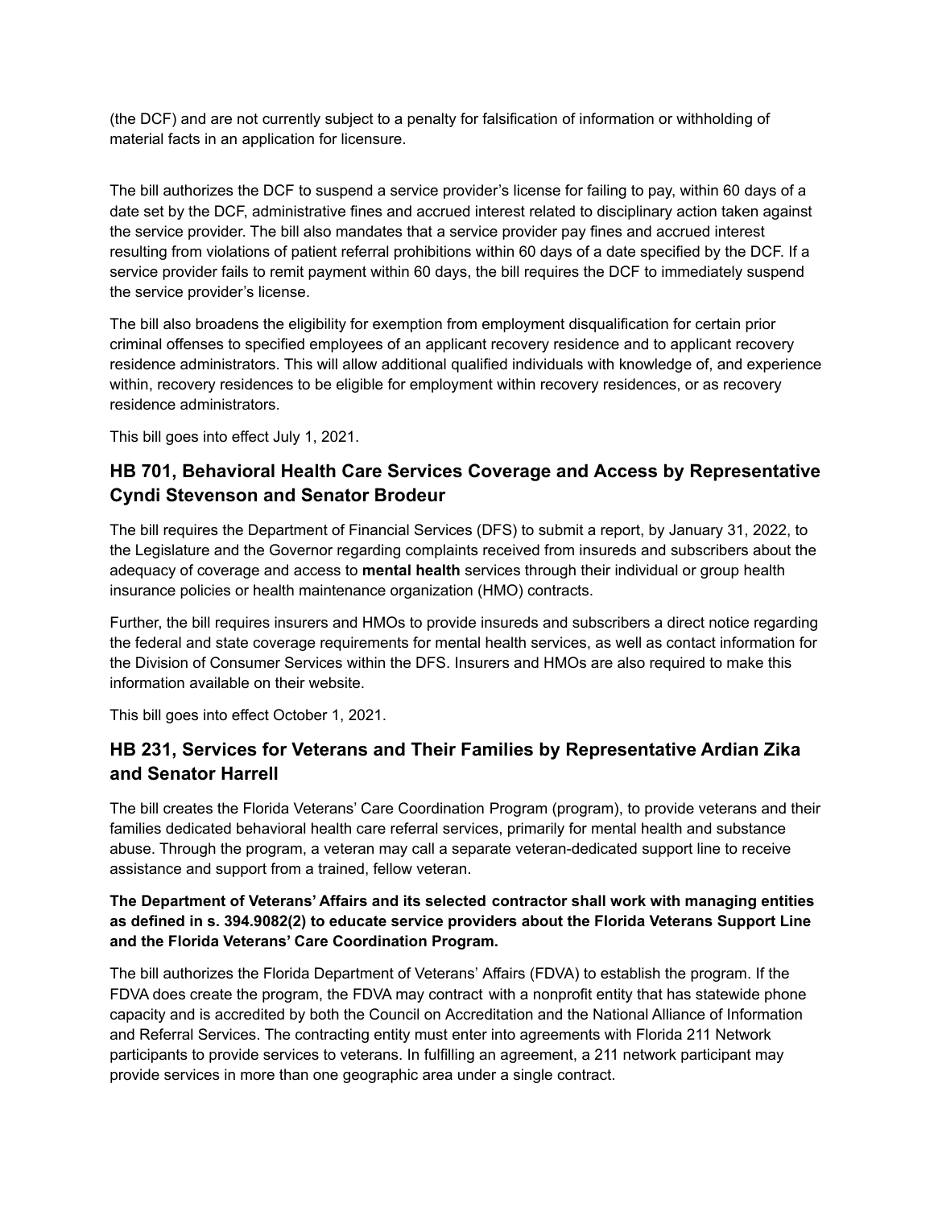(the DCF) and are not currently subject to a penalty for falsification of information or withholding of material facts in an application for licensure.

The bill authorizes the DCF to suspend a service provider's license for failing to pay, within 60 days of a date set by the DCF, administrative fines and accrued interest related to disciplinary action taken against the service provider. The bill also mandates that a service provider pay fines and accrued interest resulting from violations of patient referral prohibitions within 60 days of a date specified by the DCF. If a service provider fails to remit payment within 60 days, the bill requires the DCF to immediately suspend the service provider's license.

The bill also broadens the eligibility for exemption from employment disqualification for certain prior criminal offenses to specified employees of an applicant recovery residence and to applicant recovery residence administrators. This will allow additional qualified individuals with knowledge of, and experience within, recovery residences to be eligible for employment within recovery residences, or as recovery residence administrators.

This bill goes into effect July 1, 2021.

## HB 701, Behavioral Health Care Services Coverage and Access by Representative Cyndi Stevenson and Senator Brodeur

The bill requires the Department of Financial Services (DFS) to submit a report, by January 31, 2022, to the Legislature and the Governor regarding complaints received from insureds and subscribers about the adequacy of coverage and access to **mental health** services through their individual or group health insurance policies or health maintenance organization (HMO) contracts.

Further, the bill requires insurers and HMOs to provide insureds and subscribers a direct notice regarding the federal and state coverage requirements for mental health services, as well as contact information for the Division of Consumer Services within the DFS. Insurers and HMOs are also required to make this information available on their website.

This bill goes into effect October 1, 2021.

## HB 231, Services for Veterans and Their Families by Representative Ardian Zika and Senator Harrell

The bill creates the Florida Veterans' Care Coordination Program (program), to provide veterans and their families dedicated behavioral health care referral services, primarily for mental health and substance abuse. Through the program, a veteran may call a separate veteran-dedicated support line to receive assistance and support from a trained, fellow veteran.

**The Department of Veterans' Affairs and its selected contractor shall work with managing entities as defined in s. 394.9082(2) to educate service providers about the Florida Veterans Support Line and the Florida Veterans' Care Coordination Program.**

The bill authorizes the Florida Department of Veterans' Affairs (FDVA) to establish the program. If the FDVA does create the program, the FDVA may contract with a nonprofit entity that has statewide phone capacity and is accredited by both the Council on Accreditation and the National Alliance of Information and Referral Services. The contracting entity must enter into agreements with Florida 211 Network participants to provide services to veterans. In fulfilling an agreement, a 211 network participant may provide services in more than one geographic area under a single contract.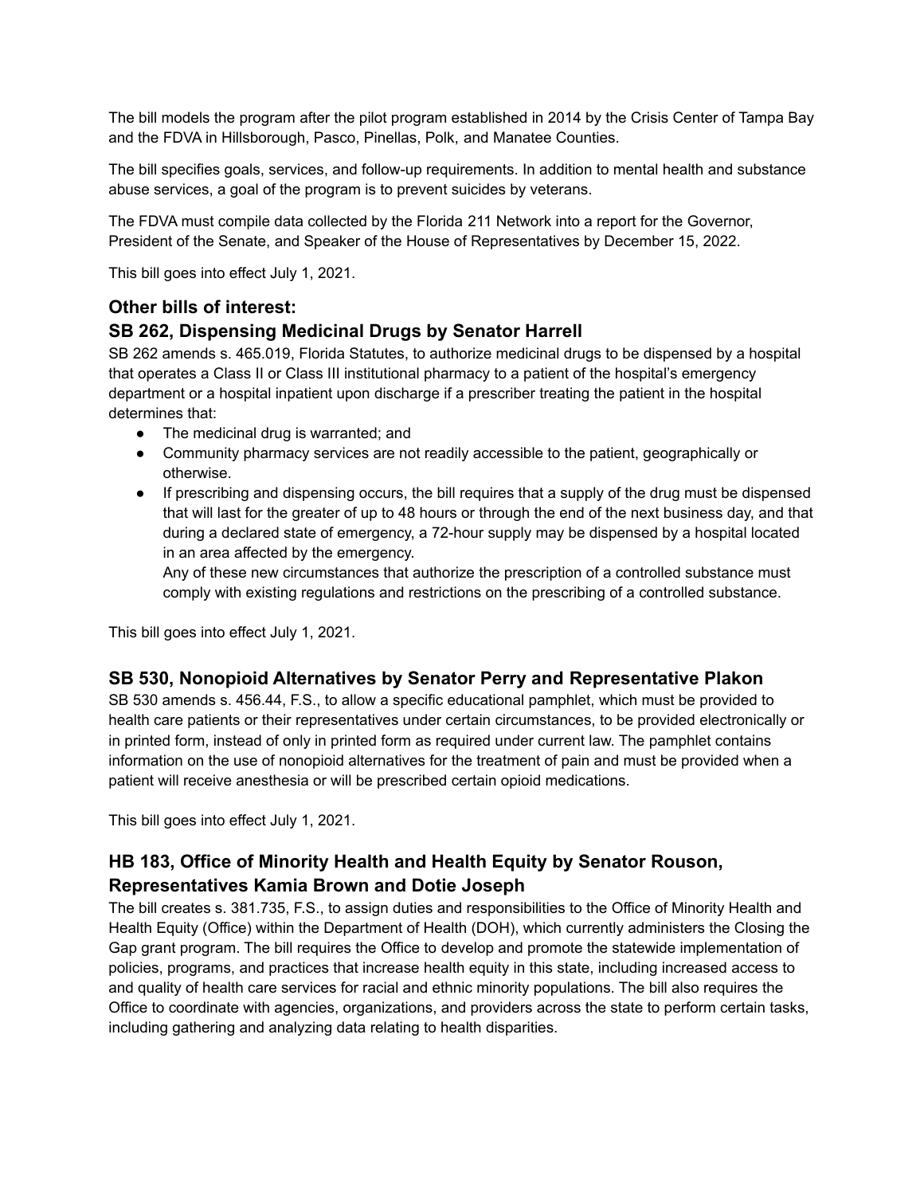The bill models the program after the pilot program established in 2014 by the Crisis Center of Tampa Bay and the FDVA in Hillsborough, Pasco, Pinellas, Polk, and Manatee Counties.

The bill specifies goals, services, and follow-up requirements. In addition to mental health and substance abuse services, a goal of the program is to prevent suicides by veterans.

The FDVA must compile data collected by the Florida 211 Network into a report for the Governor, President of the Senate, and Speaker of the House of Representatives by December 15, 2022.

This bill goes into effect July 1, 2021.

### Other bills of interest:

### SB 262, Dispensing Medicinal Drugs by Senator Harrell

SB 262 amends s. 465.019, Florida Statutes, to authorize medicinal drugs to be dispensed by a hospital that operates a Class II or Class III institutional pharmacy to a patient of the hospital's emergency department or a hospital inpatient upon discharge if a prescriber treating the patient in the hospital determines that:

- The medicinal drug is warranted; and
- Community pharmacy services are not readily accessible to the patient, geographically or otherwise.
- If prescribing and dispensing occurs, the bill requires that a supply of the drug must be dispensed that will last for the greater of up to 48 hours or through the end of the next business day, and that during a declared state of emergency, a 72-hour supply may be dispensed by a hospital located in an area affected by the emergency.
  Any of these new circumstances that authorize the prescription of a controlled substance must comply with existing regulations and restrictions on the prescribing of a controlled substance.

This bill goes into effect July 1, 2021.

### SB 530, Nonopioid Alternatives by Senator Perry and Representative Plakon

SB 530 amends s. 456.44, F.S., to allow a specific educational pamphlet, which must be provided to health care patients or their representatives under certain circumstances, to be provided electronically or in printed form, instead of only in printed form as required under current law. The pamphlet contains information on the use of nonopioid alternatives for the treatment of pain and must be provided when a patient will receive anesthesia or will be prescribed certain opioid medications.

This bill goes into effect July 1, 2021.

### HB 183, Office of Minority Health and Health Equity by Senator Rouson, Representatives Kamia Brown and Dotie Joseph

The bill creates s. 381.735, F.S., to assign duties and responsibilities to the Office of Minority Health and Health Equity (Office) within the Department of Health (DOH), which currently administers the Closing the Gap grant program. The bill requires the Office to develop and promote the statewide implementation of policies, programs, and practices that increase health equity in this state, including increased access to and quality of health care services for racial and ethnic minority populations. The bill also requires the Office to coordinate with agencies, organizations, and providers across the state to perform certain tasks, including gathering and analyzing data relating to health disparities.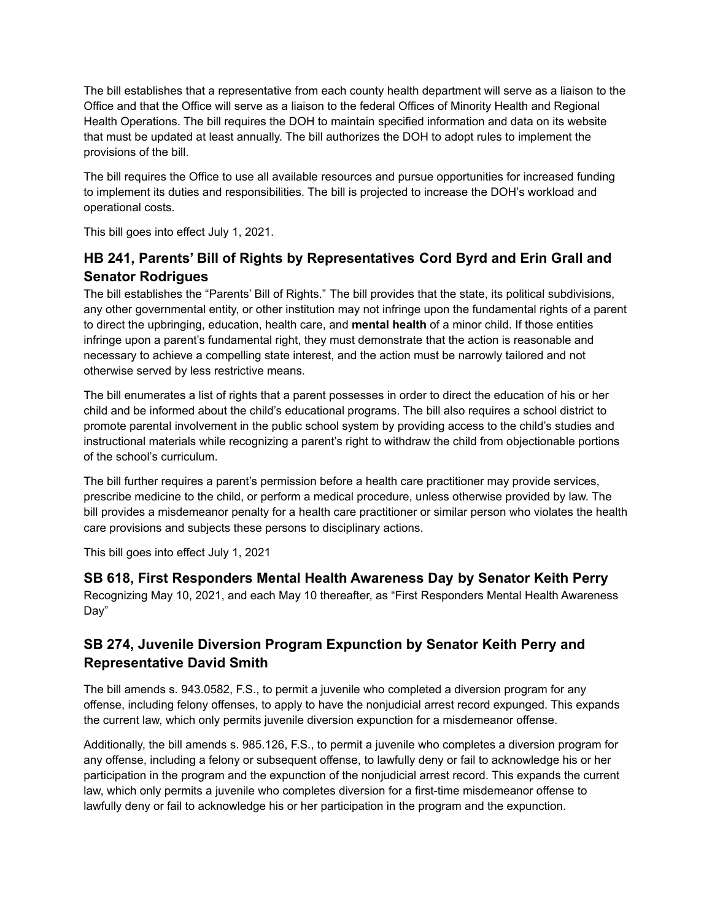The bill establishes that a representative from each county health department will serve as a liaison to the Office and that the Office will serve as a liaison to the federal Offices of Minority Health and Regional Health Operations. The bill requires the DOH to maintain specified information and data on its website that must be updated at least annually. The bill authorizes the DOH to adopt rules to implement the provisions of the bill.

The bill requires the Office to use all available resources and pursue opportunities for increased funding to implement its duties and responsibilities. The bill is projected to increase the DOH's workload and operational costs.

This bill goes into effect July 1, 2021.

### HB 241, Parents' Bill of Rights by Representatives Cord Byrd and Erin Grall and Senator Rodrigues

The bill establishes the "Parents' Bill of Rights." The bill provides that the state, its political subdivisions, any other governmental entity, or other institution may not infringe upon the fundamental rights of a parent to direct the upbringing, education, health care, and **mental health** of a minor child. If those entities infringe upon a parent's fundamental right, they must demonstrate that the action is reasonable and necessary to achieve a compelling state interest, and the action must be narrowly tailored and not otherwise served by less restrictive means.

The bill enumerates a list of rights that a parent possesses in order to direct the education of his or her child and be informed about the child's educational programs. The bill also requires a school district to promote parental involvement in the public school system by providing access to the child's studies and instructional materials while recognizing a parent's right to withdraw the child from objectionable portions of the school's curriculum.

The bill further requires a parent's permission before a health care practitioner may provide services, prescribe medicine to the child, or perform a medical procedure, unless otherwise provided by law. The bill provides a misdemeanor penalty for a health care practitioner or similar person who violates the health care provisions and subjects these persons to disciplinary actions.

This bill goes into effect July 1, 2021

### SB 618, First Responders Mental Health Awareness Day by Senator Keith Perry

Recognizing May 10, 2021, and each May 10 thereafter, as "First Responders Mental Health Awareness Day"

### SB 274, Juvenile Diversion Program Expunction by Senator Keith Perry and Representative David Smith

The bill amends s. 943.0582, F.S., to permit a juvenile who completed a diversion program for any offense, including felony offenses, to apply to have the nonjudicial arrest record expunged. This expands the current law, which only permits juvenile diversion expunction for a misdemeanor offense.

Additionally, the bill amends s. 985.126, F.S., to permit a juvenile who completes a diversion program for any offense, including a felony or subsequent offense, to lawfully deny or fail to acknowledge his or her participation in the program and the expunction of the nonjudicial arrest record. This expands the current law, which only permits a juvenile who completes diversion for a first-time misdemeanor offense to lawfully deny or fail to acknowledge his or her participation in the program and the expunction.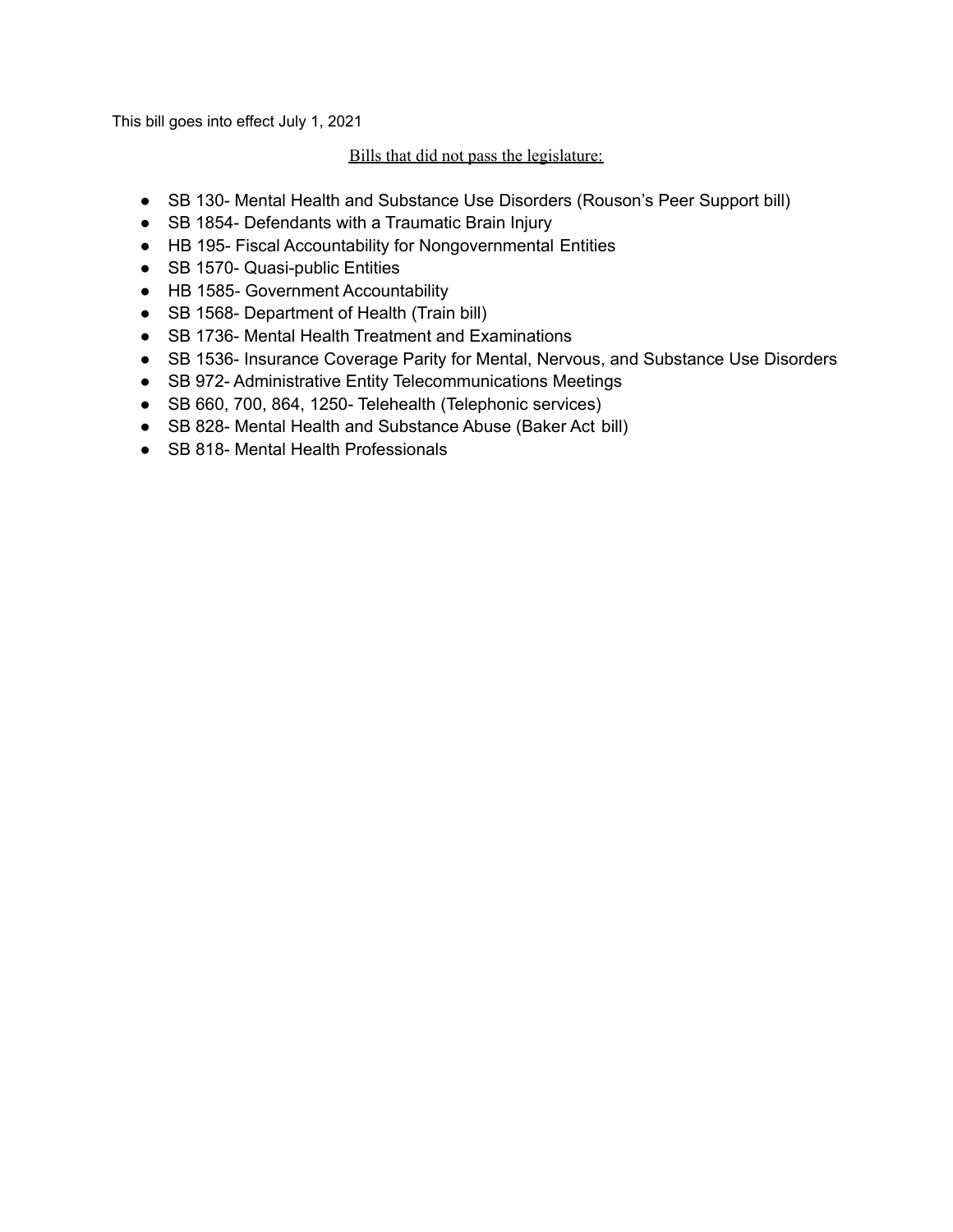This bill goes into effect July 1, 2021

## Bills that did not pass the legislature:

- SB 130- Mental Health and Substance Use Disorders (Rouson's Peer Support bill)
- SB 1854- Defendants with a Traumatic Brain Injury
- HB 195- Fiscal Accountability for Nongovernmental Entities
- SB 1570- Quasi-public Entities
- HB 1585- Government Accountability
- SB 1568- Department of Health (Train bill)
- SB 1736- Mental Health Treatment and Examinations
- SB 1536- Insurance Coverage Parity for Mental, Nervous, and Substance Use Disorders
- SB 972- Administrative Entity Telecommunications Meetings
- SB 660, 700, 864, 1250- Telehealth (Telephonic services)
- SB 828- Mental Health and Substance Abuse (Baker Act bill)
- SB 818- Mental Health Professionals